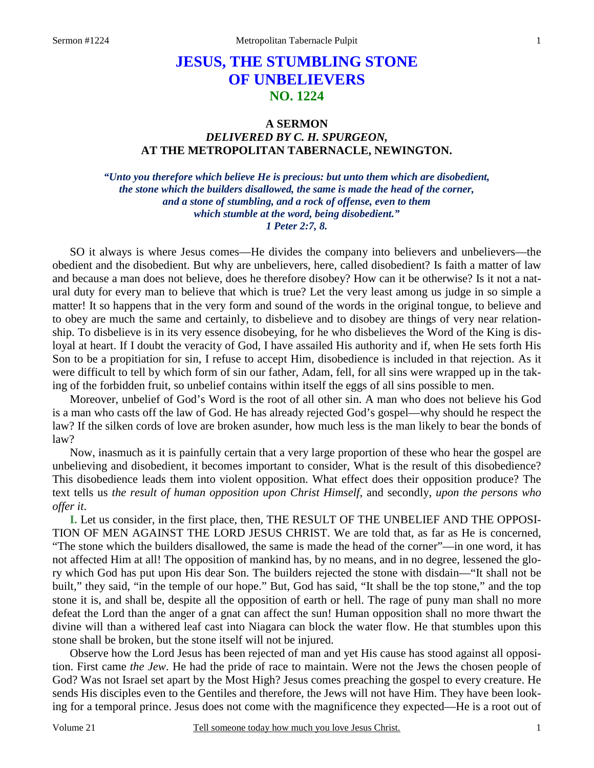# JESUS, THE STUMBLING STONE OF UNBELIEVERS

## NO. 1224

### A SERMON
### *DELIVERED BY C. H. SPURGEON,*
### AT THE METROPOLITAN TABERNACLE, NEWINGTON.

*"Unto you therefore which believe He is precious: but unto them which are disobedient, the stone which the builders disallowed, the same is made the head of the corner, and a stone of stumbling, and a rock of offense, even to them which stumble at the word, being disobedient." 1 Peter 2:7, 8.*

SO it always is where Jesus comes—He divides the company into believers and unbelievers—the obedient and the disobedient. But why are unbelievers, here, called disobedient? Is faith a matter of law and because a man does not believe, does he therefore disobey? How can it be otherwise? Is it not a natural duty for every man to believe that which is true? Let the very least among us judge in so simple a matter! It so happens that in the very form and sound of the words in the original tongue, to believe and to obey are much the same and certainly, to disbelieve and to disobey are things of very near relationship. To disbelieve is in its very essence disobeying, for he who disbelieves the Word of the King is disloyal at heart. If I doubt the veracity of God, I have assailed His authority and if, when He sets forth His Son to be a propitiation for sin, I refuse to accept Him, disobedience is included in that rejection. As it were difficult to tell by which form of sin our father, Adam, fell, for all sins were wrapped up in the taking of the forbidden fruit, so unbelief contains within itself the eggs of all sins possible to men.

Moreover, unbelief of God's Word is the root of all other sin. A man who does not believe his God is a man who casts off the law of God. He has already rejected God's gospel—why should he respect the law? If the silken cords of love are broken asunder, how much less is the man likely to bear the bonds of law?

Now, inasmuch as it is painfully certain that a very large proportion of these who hear the gospel are unbelieving and disobedient, it becomes important to consider, What is the result of this disobedience? This disobedience leads them into violent opposition. What effect does their opposition produce? The text tells us *the result of human opposition upon Christ Himself,* and secondly, *upon the persons who offer it*.

**I.** Let us consider, in the first place, then, THE RESULT OF THE UNBELIEF AND THE OPPOSITION OF MEN AGAINST THE LORD JESUS CHRIST. We are told that, as far as He is concerned, "The stone which the builders disallowed, the same is made the head of the corner"—in one word, it has not affected Him at all! The opposition of mankind has, by no means, and in no degree, lessened the glory which God has put upon His dear Son. The builders rejected the stone with disdain—"It shall not be built," they said, "in the temple of our hope." But, God has said, "It shall be the top stone," and the top stone it is, and shall be, despite all the opposition of earth or hell. The rage of puny man shall no more defeat the Lord than the anger of a gnat can affect the sun! Human opposition shall no more thwart the divine will than a withered leaf cast into Niagara can block the water flow. He that stumbles upon this stone shall be broken, but the stone itself will not be injured.

Observe how the Lord Jesus has been rejected of man and yet His cause has stood against all opposition. First came *the Jew*. He had the pride of race to maintain. Were not the Jews the chosen people of God? Was not Israel set apart by the Most High? Jesus comes preaching the gospel to every creature. He sends His disciples even to the Gentiles and therefore, the Jews will not have Him. They have been looking for a temporal prince. Jesus does not come with the magnificence they expected—He is a root out of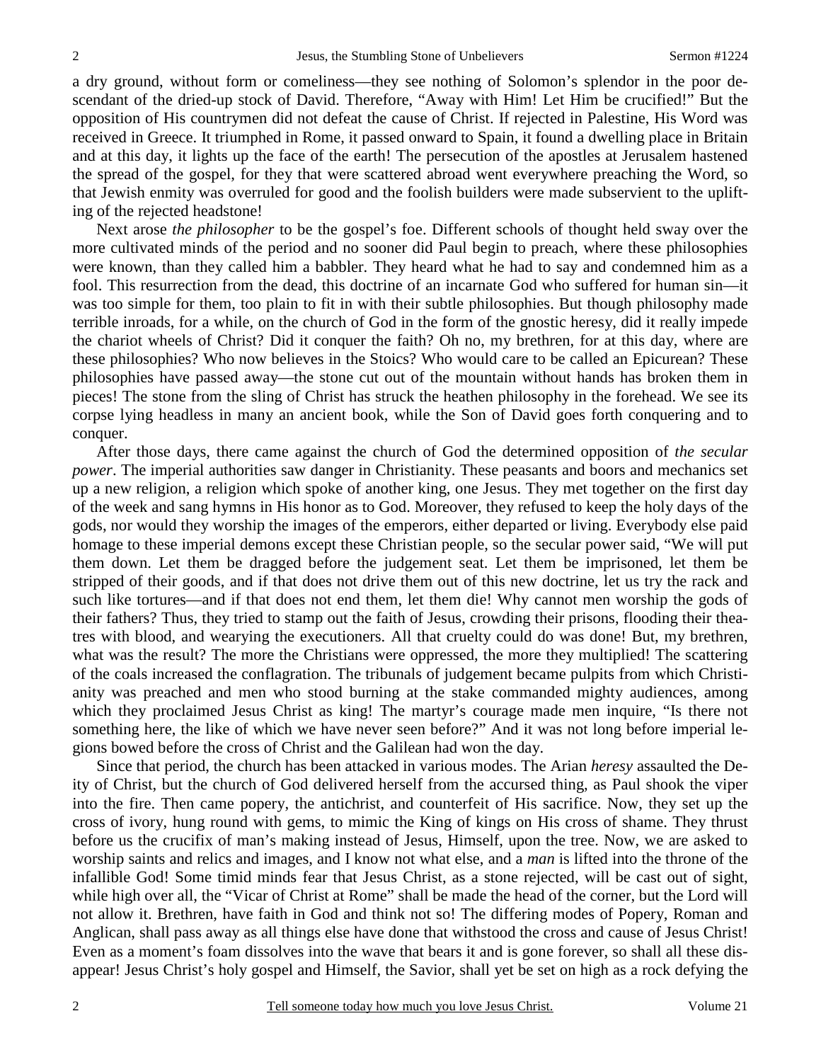a dry ground, without form or comeliness—they see nothing of Solomon's splendor in the poor descendant of the dried-up stock of David. Therefore, "Away with Him! Let Him be crucified!" But the opposition of His countrymen did not defeat the cause of Christ. If rejected in Palestine, His Word was received in Greece. It triumphed in Rome, it passed onward to Spain, it found a dwelling place in Britain and at this day, it lights up the face of the earth! The persecution of the apostles at Jerusalem hastened the spread of the gospel, for they that were scattered abroad went everywhere preaching the Word, so that Jewish enmity was overruled for good and the foolish builders were made subservient to the uplifting of the rejected headstone!

Next arose *the philosopher* to be the gospel's foe. Different schools of thought held sway over the more cultivated minds of the period and no sooner did Paul begin to preach, where these philosophies were known, than they called him a babbler. They heard what he had to say and condemned him as a fool. This resurrection from the dead, this doctrine of an incarnate God who suffered for human sin—it was too simple for them, too plain to fit in with their subtle philosophies. But though philosophy made terrible inroads, for a while, on the church of God in the form of the gnostic heresy, did it really impede the chariot wheels of Christ? Did it conquer the faith? Oh no, my brethren, for at this day, where are these philosophies? Who now believes in the Stoics? Who would care to be called an Epicurean? These philosophies have passed away—the stone cut out of the mountain without hands has broken them in pieces! The stone from the sling of Christ has struck the heathen philosophy in the forehead. We see its corpse lying headless in many an ancient book, while the Son of David goes forth conquering and to conquer.

After those days, there came against the church of God the determined opposition of *the secular power*. The imperial authorities saw danger in Christianity. These peasants and boors and mechanics set up a new religion, a religion which spoke of another king, one Jesus. They met together on the first day of the week and sang hymns in His honor as to God. Moreover, they refused to keep the holy days of the gods, nor would they worship the images of the emperors, either departed or living. Everybody else paid homage to these imperial demons except these Christian people, so the secular power said, "We will put them down. Let them be dragged before the judgement seat. Let them be imprisoned, let them be stripped of their goods, and if that does not drive them out of this new doctrine, let us try the rack and such like tortures—and if that does not end them, let them die! Why cannot men worship the gods of their fathers? Thus, they tried to stamp out the faith of Jesus, crowding their prisons, flooding their theatres with blood, and wearying the executioners. All that cruelty could do was done! But, my brethren, what was the result? The more the Christians were oppressed, the more they multiplied! The scattering of the coals increased the conflagration. The tribunals of judgement became pulpits from which Christianity was preached and men who stood burning at the stake commanded mighty audiences, among which they proclaimed Jesus Christ as king! The martyr's courage made men inquire, "Is there not something here, the like of which we have never seen before?" And it was not long before imperial legions bowed before the cross of Christ and the Galilean had won the day.

Since that period, the church has been attacked in various modes. The Arian *heresy* assaulted the Deity of Christ, but the church of God delivered herself from the accursed thing, as Paul shook the viper into the fire. Then came popery, the antichrist, and counterfeit of His sacrifice. Now, they set up the cross of ivory, hung round with gems, to mimic the King of kings on His cross of shame. They thrust before us the crucifix of man's making instead of Jesus, Himself, upon the tree. Now, we are asked to worship saints and relics and images, and I know not what else, and a *man* is lifted into the throne of the infallible God! Some timid minds fear that Jesus Christ, as a stone rejected, will be cast out of sight, while high over all, the "Vicar of Christ at Rome" shall be made the head of the corner, but the Lord will not allow it. Brethren, have faith in God and think not so! The differing modes of Popery, Roman and Anglican, shall pass away as all things else have done that withstood the cross and cause of Jesus Christ! Even as a moment's foam dissolves into the wave that bears it and is gone forever, so shall all these disappear! Jesus Christ's holy gospel and Himself, the Savior, shall yet be set on high as a rock defying the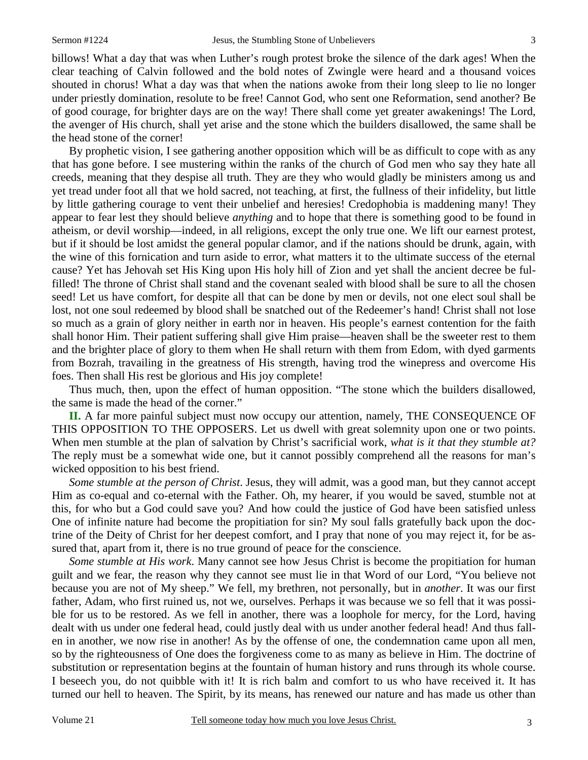billows! What a day that was when Luther's rough protest broke the silence of the dark ages! When the clear teaching of Calvin followed and the bold notes of Zwingle were heard and a thousand voices shouted in chorus! What a day was that when the nations awoke from their long sleep to lie no longer under priestly domination, resolute to be free! Cannot God, who sent one Reformation, send another? Be of good courage, for brighter days are on the way! There shall come yet greater awakenings! The Lord, the avenger of His church, shall yet arise and the stone which the builders disallowed, the same shall be the head stone of the corner!

By prophetic vision, I see gathering another opposition which will be as difficult to cope with as any that has gone before. I see mustering within the ranks of the church of God men who say they hate all creeds, meaning that they despise all truth. They are they who would gladly be ministers among us and yet tread under foot all that we hold sacred, not teaching, at first, the fullness of their infidelity, but little by little gathering courage to vent their unbelief and heresies! Credophobia is maddening many! They appear to fear lest they should believe *anything* and to hope that there is something good to be found in atheism, or devil worship—indeed, in all religions, except the only true one. We lift our earnest protest, but if it should be lost amidst the general popular clamor, and if the nations should be drunk, again, with the wine of this fornication and turn aside to error, what matters it to the ultimate success of the eternal cause? Yet has Jehovah set His King upon His holy hill of Zion and yet shall the ancient decree be fulfilled! The throne of Christ shall stand and the covenant sealed with blood shall be sure to all the chosen seed! Let us have comfort, for despite all that can be done by men or devils, not one elect soul shall be lost, not one soul redeemed by blood shall be snatched out of the Redeemer's hand! Christ shall not lose so much as a grain of glory neither in earth nor in heaven. His people's earnest contention for the faith shall honor Him. Their patient suffering shall give Him praise—heaven shall be the sweeter rest to them and the brighter place of glory to them when He shall return with them from Edom, with dyed garments from Bozrah, travailing in the greatness of His strength, having trod the winepress and overcome His foes. Then shall His rest be glorious and His joy complete!

Thus much, then, upon the effect of human opposition. "The stone which the builders disallowed, the same is made the head of the corner."

**II.** A far more painful subject must now occupy our attention, namely, THE CONSEQUENCE OF THIS OPPOSITION TO THE OPPOSERS. Let us dwell with great solemnity upon one or two points. When men stumble at the plan of salvation by Christ's sacrificial work, *what is it that they stumble at?* The reply must be a somewhat wide one, but it cannot possibly comprehend all the reasons for man's wicked opposition to his best friend.

*Some stumble at the person of Christ*. Jesus, they will admit, was a good man, but they cannot accept Him as co-equal and co-eternal with the Father. Oh, my hearer, if you would be saved, stumble not at this, for who but a God could save you? And how could the justice of God have been satisfied unless One of infinite nature had become the propitiation for sin? My soul falls gratefully back upon the doctrine of the Deity of Christ for her deepest comfort, and I pray that none of you may reject it, for be assured that, apart from it, there is no true ground of peace for the conscience.

*Some stumble at His work*. Many cannot see how Jesus Christ is become the propitiation for human guilt and we fear, the reason why they cannot see must lie in that Word of our Lord, "You believe not because you are not of My sheep." We fell, my brethren, not personally, but in *another*. It was our first father, Adam, who first ruined us, not we, ourselves. Perhaps it was because we so fell that it was possible for us to be restored. As we fell in another, there was a loophole for mercy, for the Lord, having dealt with us under one federal head, could justly deal with us under another federal head! And thus fallen in another, we now rise in another! As by the offense of one, the condemnation came upon all men, so by the righteousness of One does the forgiveness come to as many as believe in Him. The doctrine of substitution or representation begins at the fountain of human history and runs through its whole course. I beseech you, do not quibble with it! It is rich balm and comfort to us who have received it. It has turned our hell to heaven. The Spirit, by its means, has renewed our nature and has made us other than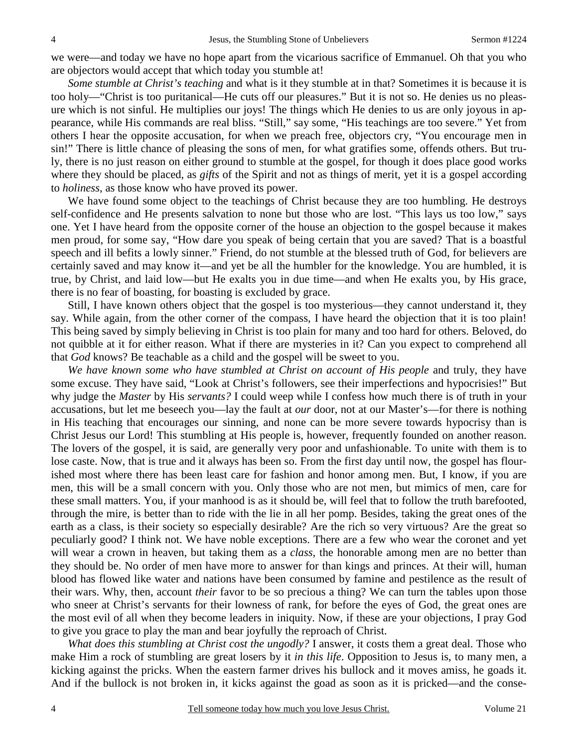we were—and today we have no hope apart from the vicarious sacrifice of Emmanuel. Oh that you who are objectors would accept that which today you stumble at!

*Some stumble at Christ's teaching* and what is it they stumble at in that? Sometimes it is because it is too holy—"Christ is too puritanical—He cuts off our pleasures." But it is not so. He denies us no pleasure which is not sinful. He multiplies our joys! The things which He denies to us are only joyous in appearance, while His commands are real bliss. "Still," say some, "His teachings are too severe." Yet from others I hear the opposite accusation, for when we preach free, objectors cry, "You encourage men in sin!" There is little chance of pleasing the sons of men, for what gratifies some, offends others. But truly, there is no just reason on either ground to stumble at the gospel, for though it does place good works where they should be placed, as *gifts* of the Spirit and not as things of merit, yet it is a gospel according to *holiness*, as those know who have proved its power.

We have found some object to the teachings of Christ because they are too humbling. He destroys self-confidence and He presents salvation to none but those who are lost. "This lays us too low," says one. Yet I have heard from the opposite corner of the house an objection to the gospel because it makes men proud, for some say, "How dare you speak of being certain that you are saved? That is a boastful speech and ill befits a lowly sinner." Friend, do not stumble at the blessed truth of God, for believers are certainly saved and may know it—and yet be all the humbler for the knowledge. You are humbled, it is true, by Christ, and laid low—but He exalts you in due time—and when He exalts you, by His grace, there is no fear of boasting, for boasting is excluded by grace.

Still, I have known others object that the gospel is too mysterious—they cannot understand it, they say. While again, from the other corner of the compass, I have heard the objection that it is too plain! This being saved by simply believing in Christ is too plain for many and too hard for others. Beloved, do not quibble at it for either reason. What if there are mysteries in it? Can you expect to comprehend all that *God* knows? Be teachable as a child and the gospel will be sweet to you.

*We have known some who have stumbled at Christ on account of His people* and truly, they have some excuse. They have said, "Look at Christ's followers, see their imperfections and hypocrisies!" But why judge the *Master* by His *servants?* I could weep while I confess how much there is of truth in your accusations, but let me beseech you—lay the fault at *our* door, not at our Master's—for there is nothing in His teaching that encourages our sinning, and none can be more severe towards hypocrisy than is Christ Jesus our Lord! This stumbling at His people is, however, frequently founded on another reason. The lovers of the gospel, it is said, are generally very poor and unfashionable. To unite with them is to lose caste. Now, that is true and it always has been so. From the first day until now, the gospel has flourished most where there has been least care for fashion and honor among men. But, I know, if you are men, this will be a small concern with you. Only those who are not men, but mimics of men, care for these small matters. You, if your manhood is as it should be, will feel that to follow the truth barefooted, through the mire, is better than to ride with the lie in all her pomp. Besides, taking the great ones of the earth as a class, is their society so especially desirable? Are the rich so very virtuous? Are the great so peculiarly good? I think not. We have noble exceptions. There are a few who wear the coronet and yet will wear a crown in heaven, but taking them as a *class*, the honorable among men are no better than they should be. No order of men have more to answer for than kings and princes. At their will, human blood has flowed like water and nations have been consumed by famine and pestilence as the result of their wars. Why, then, account *their* favor to be so precious a thing? We can turn the tables upon those who sneer at Christ's servants for their lowness of rank, for before the eyes of God, the great ones are the most evil of all when they become leaders in iniquity. Now, if these are your objections, I pray God to give you grace to play the man and bear joyfully the reproach of Christ.

*What does this stumbling at Christ cost the ungodly?* I answer, it costs them a great deal. Those who make Him a rock of stumbling are great losers by it *in this life*. Opposition to Jesus is, to many men, a kicking against the pricks. When the eastern farmer drives his bullock and it moves amiss, he goads it. And if the bullock is not broken in, it kicks against the goad as soon as it is pricked—and the conse-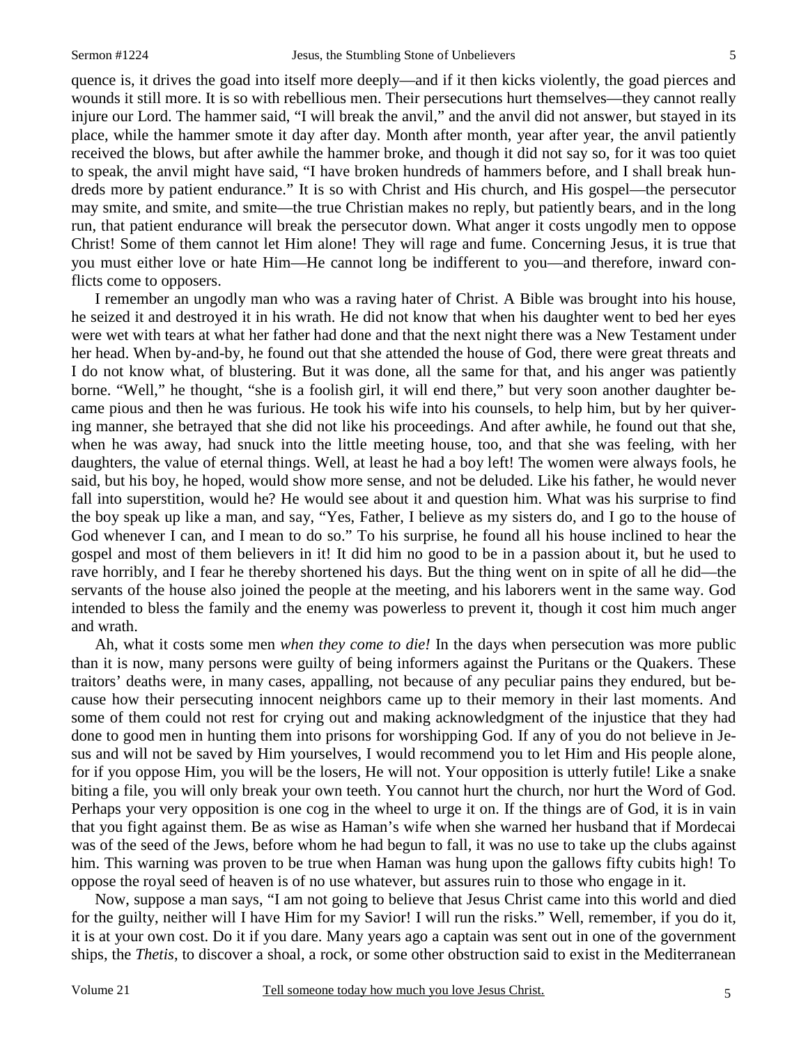quence is, it drives the goad into itself more deeply—and if it then kicks violently, the goad pierces and wounds it still more. It is so with rebellious men. Their persecutions hurt themselves—they cannot really injure our Lord. The hammer said, "I will break the anvil," and the anvil did not answer, but stayed in its place, while the hammer smote it day after day. Month after month, year after year, the anvil patiently received the blows, but after awhile the hammer broke, and though it did not say so, for it was too quiet to speak, the anvil might have said, "I have broken hundreds of hammers before, and I shall break hundreds more by patient endurance." It is so with Christ and His church, and His gospel—the persecutor may smite, and smite, and smite—the true Christian makes no reply, but patiently bears, and in the long run, that patient endurance will break the persecutor down. What anger it costs ungodly men to oppose Christ! Some of them cannot let Him alone! They will rage and fume. Concerning Jesus, it is true that you must either love or hate Him—He cannot long be indifferent to you—and therefore, inward conflicts come to opposers.

I remember an ungodly man who was a raving hater of Christ. A Bible was brought into his house, he seized it and destroyed it in his wrath. He did not know that when his daughter went to bed her eyes were wet with tears at what her father had done and that the next night there was a New Testament under her head. When by-and-by, he found out that she attended the house of God, there were great threats and I do not know what, of blustering. But it was done, all the same for that, and his anger was patiently borne. "Well," he thought, "she is a foolish girl, it will end there," but very soon another daughter became pious and then he was furious. He took his wife into his counsels, to help him, but by her quivering manner, she betrayed that she did not like his proceedings. And after awhile, he found out that she, when he was away, had snuck into the little meeting house, too, and that she was feeling, with her daughters, the value of eternal things. Well, at least he had a boy left! The women were always fools, he said, but his boy, he hoped, would show more sense, and not be deluded. Like his father, he would never fall into superstition, would he? He would see about it and question him. What was his surprise to find the boy speak up like a man, and say, "Yes, Father, I believe as my sisters do, and I go to the house of God whenever I can, and I mean to do so." To his surprise, he found all his house inclined to hear the gospel and most of them believers in it! It did him no good to be in a passion about it, but he used to rave horribly, and I fear he thereby shortened his days. But the thing went on in spite of all he did—the servants of the house also joined the people at the meeting, and his laborers went in the same way. God intended to bless the family and the enemy was powerless to prevent it, though it cost him much anger and wrath.

Ah, what it costs some men *when they come to die!* In the days when persecution was more public than it is now, many persons were guilty of being informers against the Puritans or the Quakers. These traitors' deaths were, in many cases, appalling, not because of any peculiar pains they endured, but because how their persecuting innocent neighbors came up to their memory in their last moments. And some of them could not rest for crying out and making acknowledgment of the injustice that they had done to good men in hunting them into prisons for worshipping God. If any of you do not believe in Jesus and will not be saved by Him yourselves, I would recommend you to let Him and His people alone, for if you oppose Him, you will be the losers, He will not. Your opposition is utterly futile! Like a snake biting a file, you will only break your own teeth. You cannot hurt the church, nor hurt the Word of God. Perhaps your very opposition is one cog in the wheel to urge it on. If the things are of God, it is in vain that you fight against them. Be as wise as Haman's wife when she warned her husband that if Mordecai was of the seed of the Jews, before whom he had begun to fall, it was no use to take up the clubs against him. This warning was proven to be true when Haman was hung upon the gallows fifty cubits high! To oppose the royal seed of heaven is of no use whatever, but assures ruin to those who engage in it.

Now, suppose a man says, "I am not going to believe that Jesus Christ came into this world and died for the guilty, neither will I have Him for my Savior! I will run the risks." Well, remember, if you do it, it is at your own cost. Do it if you dare. Many years ago a captain was sent out in one of the government ships, the *Thetis*, to discover a shoal, a rock, or some other obstruction said to exist in the Mediterranean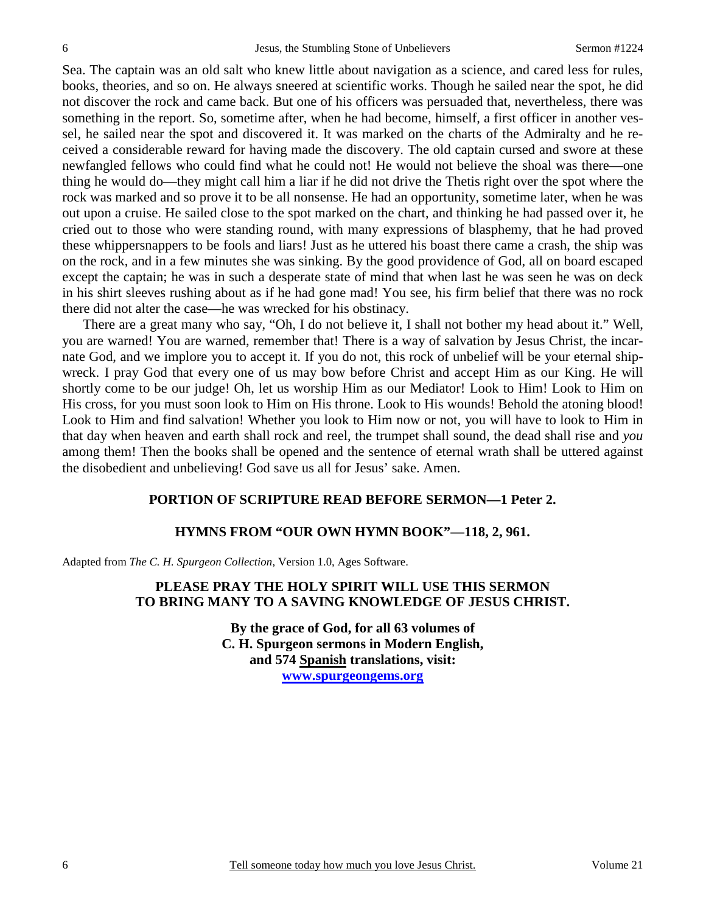Sea. The captain was an old salt who knew little about navigation as a science, and cared less for rules, books, theories, and so on. He always sneered at scientific works. Though he sailed near the spot, he did not discover the rock and came back. But one of his officers was persuaded that, nevertheless, there was something in the report. So, sometime after, when he had become, himself, a first officer in another vessel, he sailed near the spot and discovered it. It was marked on the charts of the Admiralty and he received a considerable reward for having made the discovery. The old captain cursed and swore at these newfangled fellows who could find what he could not! He would not believe the shoal was there—one thing he would do—they might call him a liar if he did not drive the Thetis right over the spot where the rock was marked and so prove it to be all nonsense. He had an opportunity, sometime later, when he was out upon a cruise. He sailed close to the spot marked on the chart, and thinking he had passed over it, he cried out to those who were standing round, with many expressions of blasphemy, that he had proved these whippersnappers to be fools and liars! Just as he uttered his boast there came a crash, the ship was on the rock, and in a few minutes she was sinking. By the good providence of God, all on board escaped except the captain; he was in such a desperate state of mind that when last he was seen he was on deck in his shirt sleeves rushing about as if he had gone mad! You see, his firm belief that there was no rock there did not alter the case—he was wrecked for his obstinacy.

There are a great many who say, "Oh, I do not believe it, I shall not bother my head about it." Well, you are warned! You are warned, remember that! There is a way of salvation by Jesus Christ, the incarnate God, and we implore you to accept it. If you do not, this rock of unbelief will be your eternal shipwreck. I pray God that every one of us may bow before Christ and accept Him as our King. He will shortly come to be our judge! Oh, let us worship Him as our Mediator! Look to Him! Look to Him on His cross, for you must soon look to Him on His throne. Look to His wounds! Behold the atoning blood! Look to Him and find salvation! Whether you look to Him now or not, you will have to look to Him in that day when heaven and earth shall rock and reel, the trumpet shall sound, the dead shall rise and *you* among them! Then the books shall be opened and the sentence of eternal wrath shall be uttered against the disobedient and unbelieving! God save us all for Jesus' sake. Amen.

**PORTION OF SCRIPTURE READ BEFORE SERMON—1 Peter 2.**

**HYMNS FROM "OUR OWN HYMN BOOK"—118, 2, 961.**

Adapted from *The C. H. Spurgeon Collection*, Version 1.0, Ages Software.

**PLEASE PRAY THE HOLY SPIRIT WILL USE THIS SERMON TO BRING MANY TO A SAVING KNOWLEDGE OF JESUS CHRIST.**

**By the grace of God, for all 63 volumes of C. H. Spurgeon sermons in Modern English, and 574 Spanish translations, visit: www.spurgeongems.org**